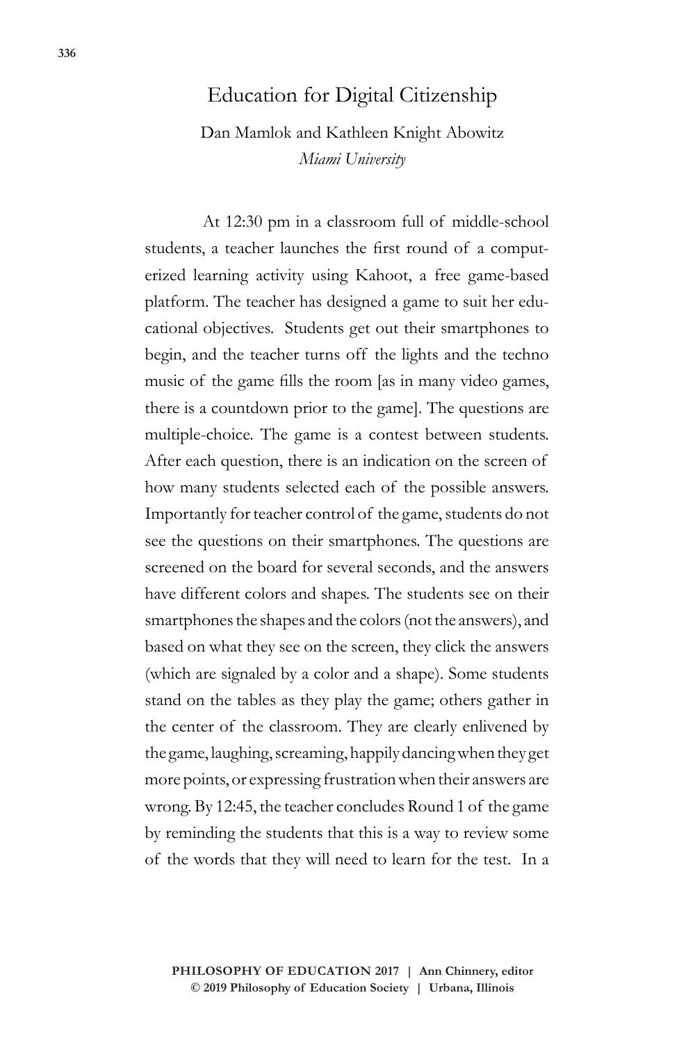# Education for Digital Citizenship

Dan Mamlok and Kathleen Knight Abowitz
*Miami University*

At 12:30 pm in a classroom full of middle-school students, a teacher launches the first round of a computerized learning activity using Kahoot, a free game-based platform. The teacher has designed a game to suit her educational objectives. Students get out their smartphones to begin, and the teacher turns off the lights and the techno music of the game fills the room [as in many video games, there is a countdown prior to the game]. The questions are multiple-choice. The game is a contest between students. After each question, there is an indication on the screen of how many students selected each of the possible answers. Importantly for teacher control of the game, students do not see the questions on their smartphones. The questions are screened on the board for several seconds, and the answers have different colors and shapes. The students see on their smartphones the shapes and the colors (not the answers), and based on what they see on the screen, they click the answers (which are signaled by a color and a shape). Some students stand on the tables as they play the game; others gather in the center of the classroom. They are clearly enlivened by the game, laughing, screaming, happily dancing when they get more points, or expressing frustration when their answers are wrong. By 12:45, the teacher concludes Round 1 of the game by reminding the students that this is a way to review some of the words that they will need to learn for the test. In a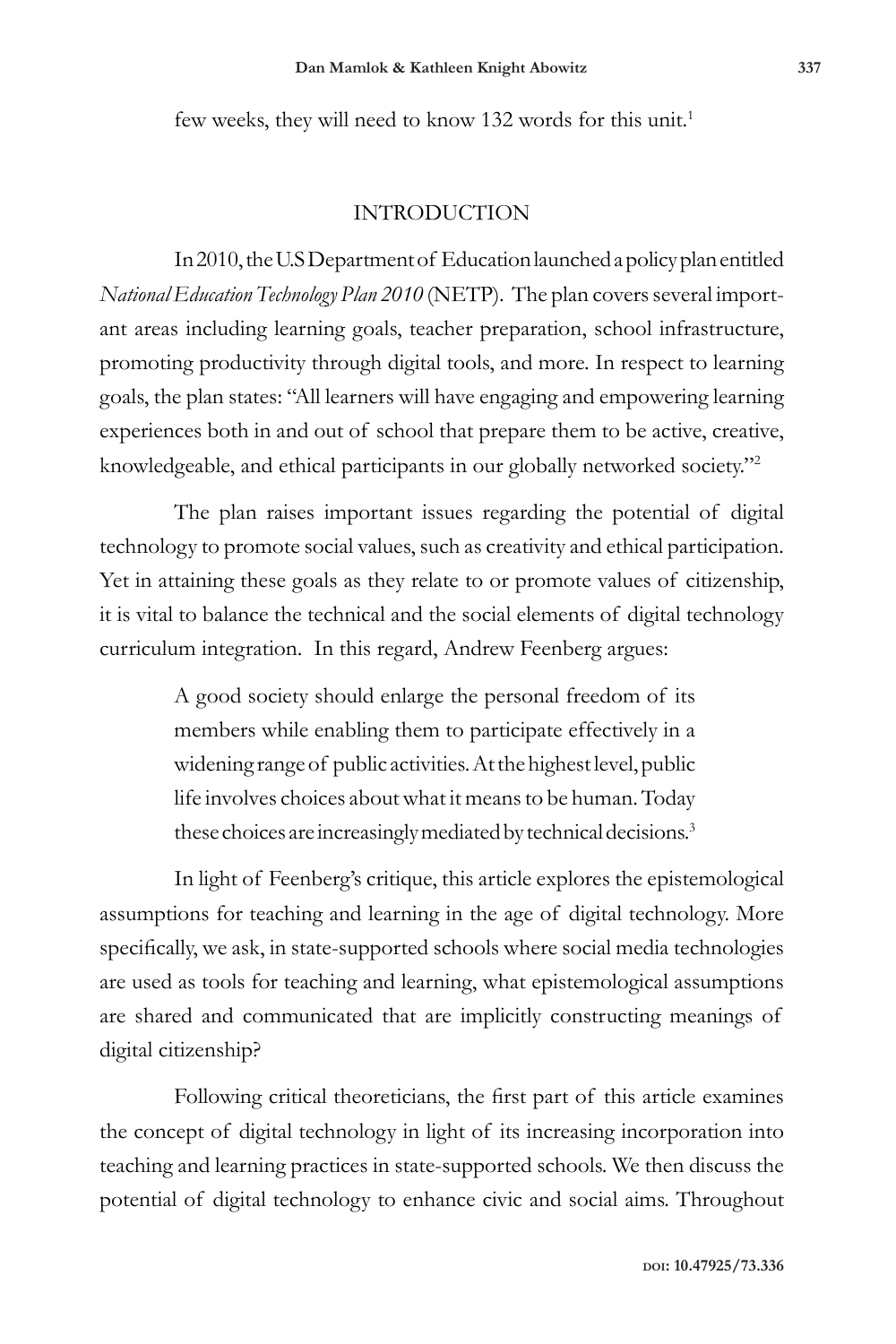few weeks, they will need to know 132 words for this unit.[1]

## INTRODUCTION

In 2010, the U.S Department of Education launched a policy plan entitled *National Education Technology Plan 2010* (NETP). The plan covers several important areas including learning goals, teacher preparation, school infrastructure, promoting productivity through digital tools, and more. In respect to learning goals, the plan states: "All learners will have engaging and empowering learning experiences both in and out of school that prepare them to be active, creative, knowledgeable, and ethical participants in our globally networked society."[2]

The plan raises important issues regarding the potential of digital technology to promote social values, such as creativity and ethical participation. Yet in attaining these goals as they relate to or promote values of citizenship, it is vital to balance the technical and the social elements of digital technology curriculum integration. In this regard, Andrew Feenberg argues:

> A good society should enlarge the personal freedom of its members while enabling them to participate effectively in a widening range of public activities. At the highest level, public life involves choices about what it means to be human. Today these choices are increasingly mediated by technical decisions.[3]

In light of Feenberg's critique, this article explores the epistemological assumptions for teaching and learning in the age of digital technology. More specifically, we ask, in state-supported schools where social media technologies are used as tools for teaching and learning, what epistemological assumptions are shared and communicated that are implicitly constructing meanings of digital citizenship?

Following critical theoreticians, the first part of this article examines the concept of digital technology in light of its increasing incorporation into teaching and learning practices in state-supported schools. We then discuss the potential of digital technology to enhance civic and social aims. Throughout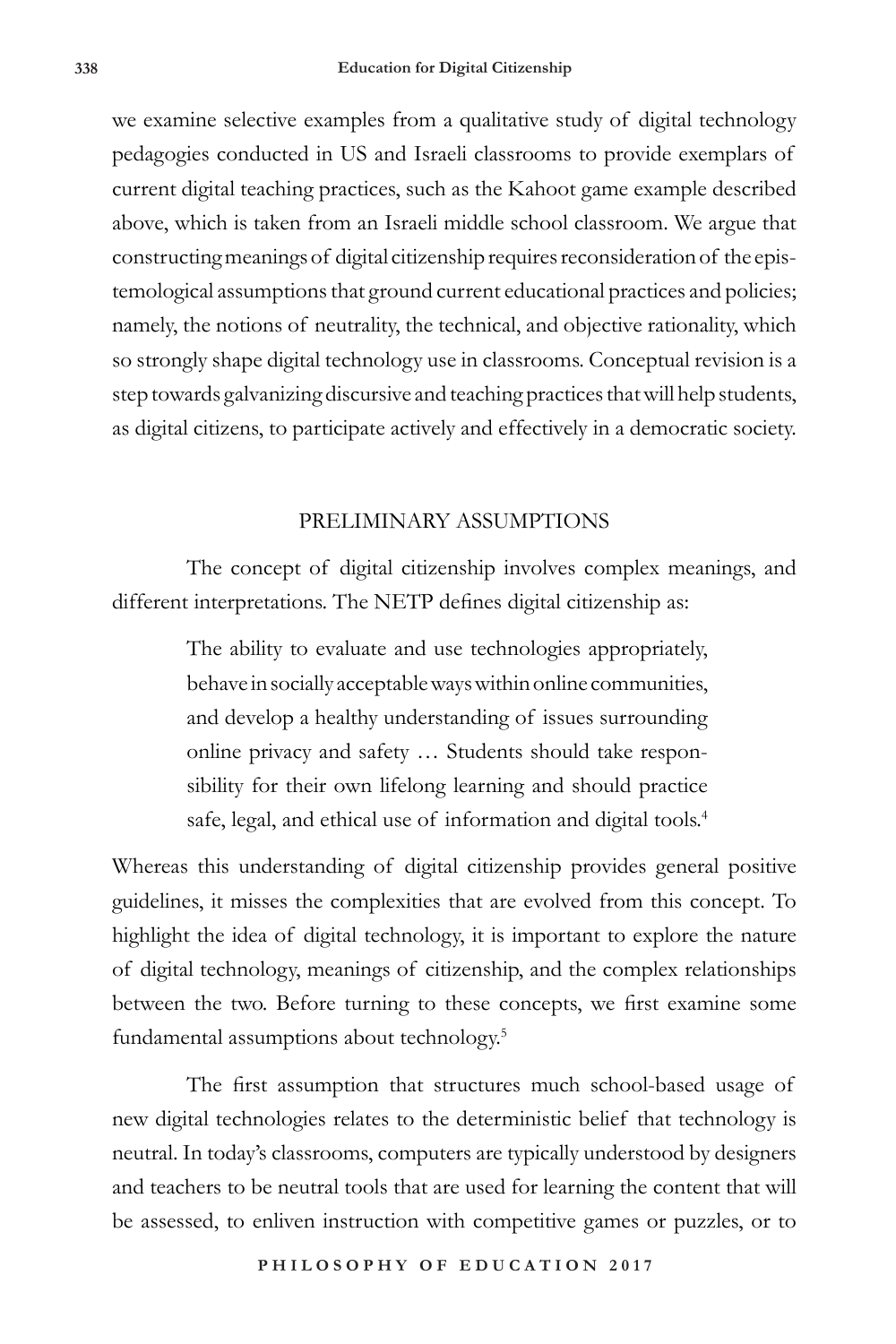we examine selective examples from a qualitative study of digital technology pedagogies conducted in US and Israeli classrooms to provide exemplars of current digital teaching practices, such as the Kahoot game example described above, which is taken from an Israeli middle school classroom. We argue that constructing meanings of digital citizenship requires reconsideration of the epistemological assumptions that ground current educational practices and policies; namely, the notions of neutrality, the technical, and objective rationality, which so strongly shape digital technology use in classrooms. Conceptual revision is a step towards galvanizing discursive and teaching practices that will help students, as digital citizens, to participate actively and effectively in a democratic society.

## PRELIMINARY ASSUMPTIONS

The concept of digital citizenship involves complex meanings, and different interpretations. The NETP defines digital citizenship as:

> The ability to evaluate and use technologies appropriately, behave in socially acceptable ways within online communities, and develop a healthy understanding of issues surrounding online privacy and safety … Students should take responsibility for their own lifelong learning and should practice safe, legal, and ethical use of information and digital tools.[4]

Whereas this understanding of digital citizenship provides general positive guidelines, it misses the complexities that are evolved from this concept. To highlight the idea of digital technology, it is important to explore the nature of digital technology, meanings of citizenship, and the complex relationships between the two. Before turning to these concepts, we first examine some fundamental assumptions about technology.[5]

The first assumption that structures much school-based usage of new digital technologies relates to the deterministic belief that technology is neutral. In today's classrooms, computers are typically understood by designers and teachers to be neutral tools that are used for learning the content that will be assessed, to enliven instruction with competitive games or puzzles, or to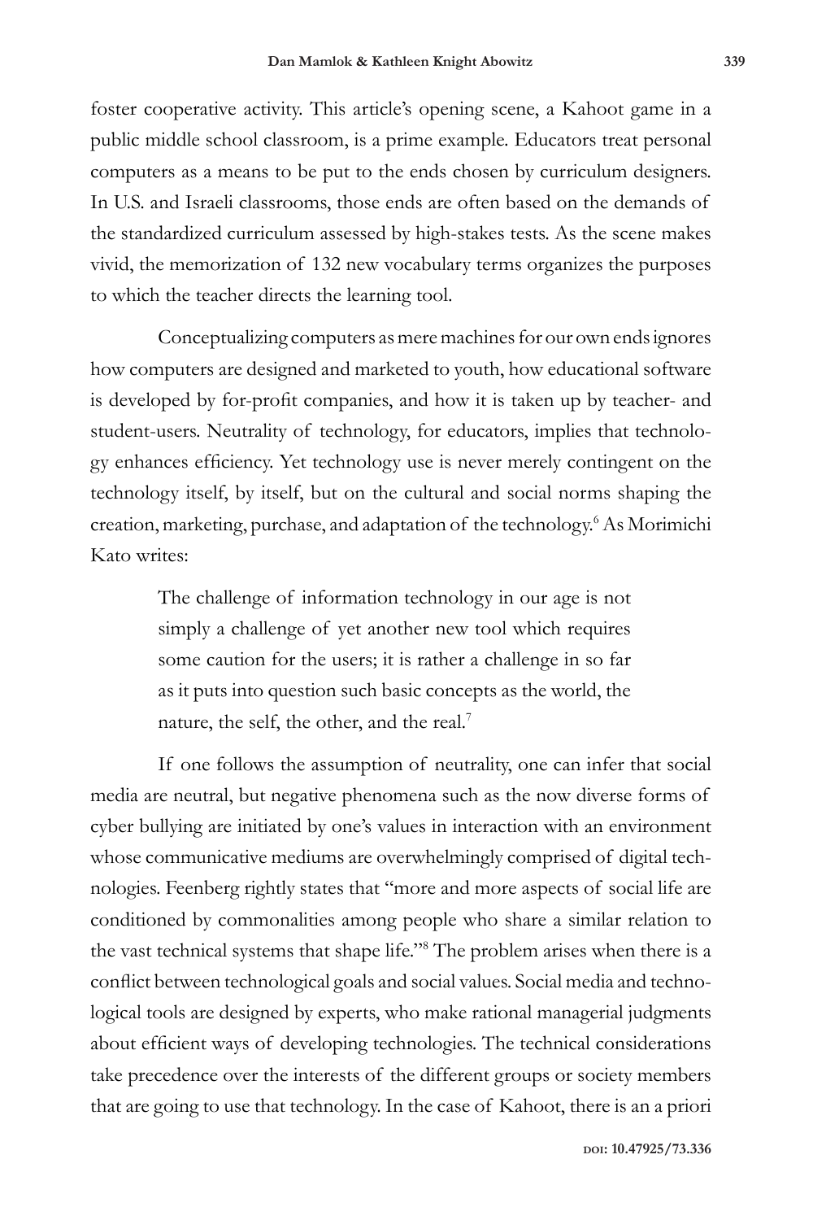foster cooperative activity. This article's opening scene, a Kahoot game in a public middle school classroom, is a prime example. Educators treat personal computers as a means to be put to the ends chosen by curriculum designers. In U.S. and Israeli classrooms, those ends are often based on the demands of the standardized curriculum assessed by high-stakes tests. As the scene makes vivid, the memorization of 132 new vocabulary terms organizes the purposes to which the teacher directs the learning tool.

Conceptualizing computers as mere machines for our own ends ignores how computers are designed and marketed to youth, how educational software is developed by for-profit companies, and how it is taken up by teacher- and student-users. Neutrality of technology, for educators, implies that technology enhances efficiency. Yet technology use is never merely contingent on the technology itself, by itself, but on the cultural and social norms shaping the creation, marketing, purchase, and adaptation of the technology.[6] As Morimichi Kato writes:

> The challenge of information technology in our age is not simply a challenge of yet another new tool which requires some caution for the users; it is rather a challenge in so far as it puts into question such basic concepts as the world, the nature, the self, the other, and the real.[7]

If one follows the assumption of neutrality, one can infer that social media are neutral, but negative phenomena such as the now diverse forms of cyber bullying are initiated by one's values in interaction with an environment whose communicative mediums are overwhelmingly comprised of digital technologies. Feenberg rightly states that "more and more aspects of social life are conditioned by commonalities among people who share a similar relation to the vast technical systems that shape life."[8] The problem arises when there is a conflict between technological goals and social values. Social media and technological tools are designed by experts, who make rational managerial judgments about efficient ways of developing technologies. The technical considerations take precedence over the interests of the different groups or society members that are going to use that technology. In the case of Kahoot, there is an a priori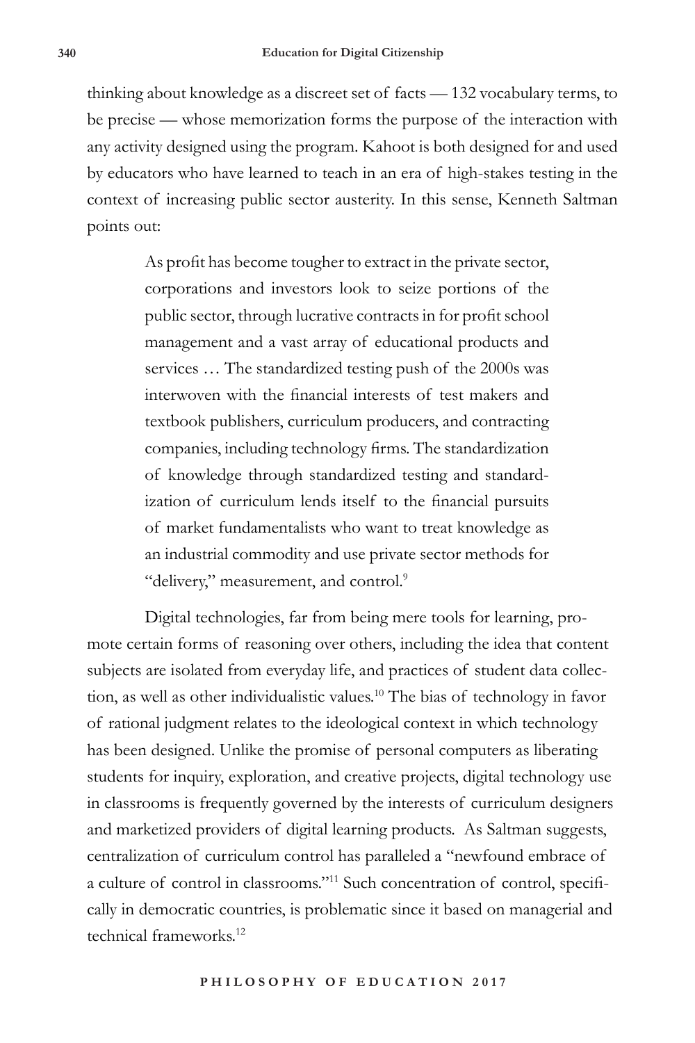thinking about knowledge as a discreet set of facts — 132 vocabulary terms, to be precise — whose memorization forms the purpose of the interaction with any activity designed using the program. Kahoot is both designed for and used by educators who have learned to teach in an era of high-stakes testing in the context of increasing public sector austerity. In this sense, Kenneth Saltman points out:

> As profit has become tougher to extract in the private sector, corporations and investors look to seize portions of the public sector, through lucrative contracts in for profit school management and a vast array of educational products and services … The standardized testing push of the 2000s was interwoven with the financial interests of test makers and textbook publishers, curriculum producers, and contracting companies, including technology firms. The standardization of knowledge through standardized testing and standardization of curriculum lends itself to the financial pursuits of market fundamentalists who want to treat knowledge as an industrial commodity and use private sector methods for "delivery," measurement, and control.[9]

Digital technologies, far from being mere tools for learning, promote certain forms of reasoning over others, including the idea that content subjects are isolated from everyday life, and practices of student data collection, as well as other individualistic values.[10] The bias of technology in favor of rational judgment relates to the ideological context in which technology has been designed. Unlike the promise of personal computers as liberating students for inquiry, exploration, and creative projects, digital technology use in classrooms is frequently governed by the interests of curriculum designers and marketized providers of digital learning products. As Saltman suggests, centralization of curriculum control has paralleled a "newfound embrace of a culture of control in classrooms."[11] Such concentration of control, specifically in democratic countries, is problematic since it based on managerial and technical frameworks.[12]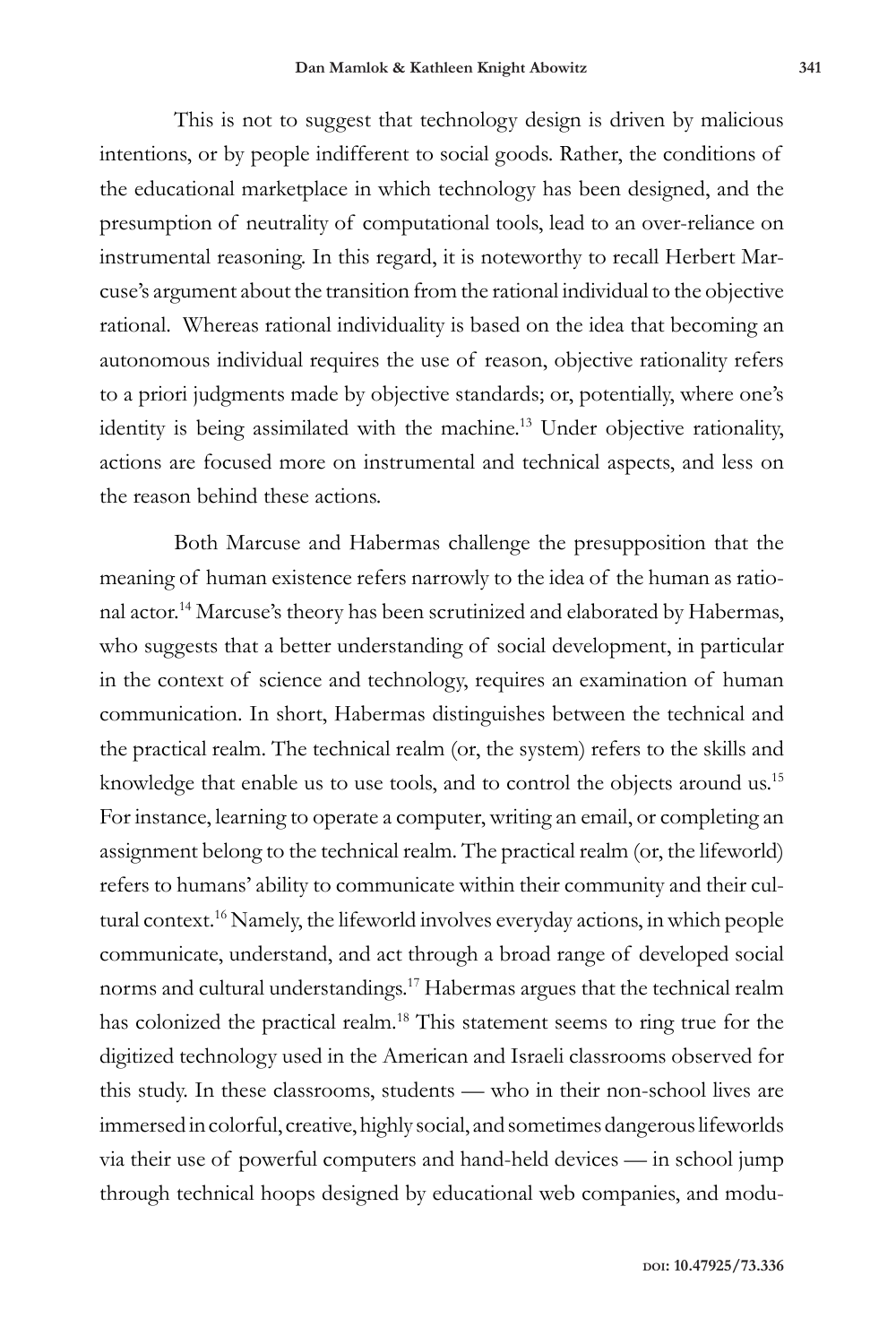This is not to suggest that technology design is driven by malicious intentions, or by people indifferent to social goods. Rather, the conditions of the educational marketplace in which technology has been designed, and the presumption of neutrality of computational tools, lead to an over-reliance on instrumental reasoning. In this regard, it is noteworthy to recall Herbert Marcuse's argument about the transition from the rational individual to the objective rational. Whereas rational individuality is based on the idea that becoming an autonomous individual requires the use of reason, objective rationality refers to a priori judgments made by objective standards; or, potentially, where one's identity is being assimilated with the machine.[13] Under objective rationality, actions are focused more on instrumental and technical aspects, and less on the reason behind these actions.

Both Marcuse and Habermas challenge the presupposition that the meaning of human existence refers narrowly to the idea of the human as rational actor.[14] Marcuse's theory has been scrutinized and elaborated by Habermas, who suggests that a better understanding of social development, in particular in the context of science and technology, requires an examination of human communication. In short, Habermas distinguishes between the technical and the practical realm. The technical realm (or, the system) refers to the skills and knowledge that enable us to use tools, and to control the objects around us.[15] For instance, learning to operate a computer, writing an email, or completing an assignment belong to the technical realm. The practical realm (or, the lifeworld) refers to humans' ability to communicate within their community and their cultural context.[16] Namely, the lifeworld involves everyday actions, in which people communicate, understand, and act through a broad range of developed social norms and cultural understandings.[17] Habermas argues that the technical realm has colonized the practical realm.[18] This statement seems to ring true for the digitized technology used in the American and Israeli classrooms observed for this study. In these classrooms, students — who in their non-school lives are immersed in colorful, creative, highly social, and sometimes dangerous lifeworlds via their use of powerful computers and hand-held devices — in school jump through technical hoops designed by educational web companies, and modu-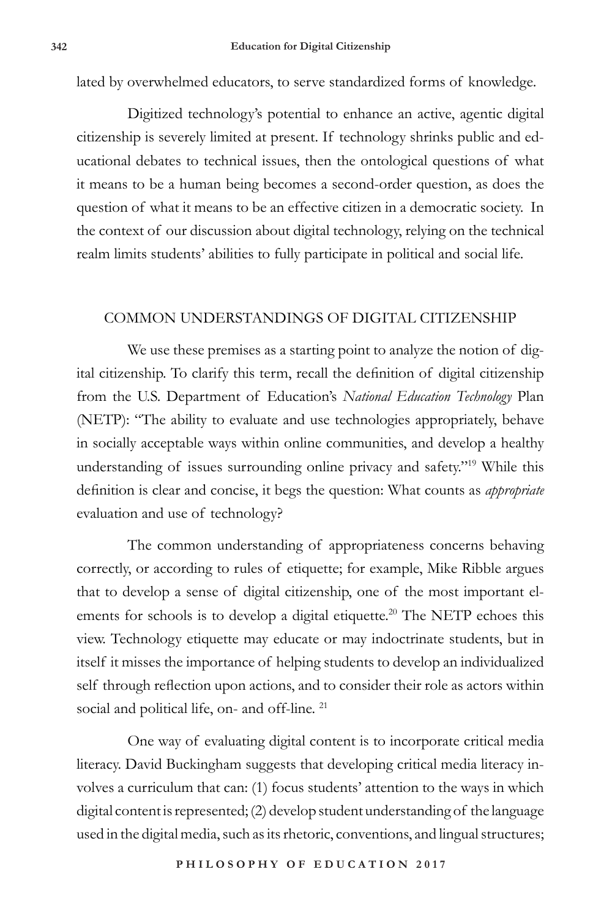lated by overwhelmed educators, to serve standardized forms of knowledge.

Digitized technology's potential to enhance an active, agentic digital citizenship is severely limited at present. If technology shrinks public and educational debates to technical issues, then the ontological questions of what it means to be a human being becomes a second-order question, as does the question of what it means to be an effective citizen in a democratic society. In the context of our discussion about digital technology, relying on the technical realm limits students' abilities to fully participate in political and social life.

## COMMON UNDERSTANDINGS OF DIGITAL CITIZENSHIP

We use these premises as a starting point to analyze the notion of digital citizenship. To clarify this term, recall the definition of digital citizenship from the U.S. Department of Education's *National Education Technology* Plan (NETP): "The ability to evaluate and use technologies appropriately, behave in socially acceptable ways within online communities, and develop a healthy understanding of issues surrounding online privacy and safety."[19] While this definition is clear and concise, it begs the question: What counts as *appropriate* evaluation and use of technology?

The common understanding of appropriateness concerns behaving correctly, or according to rules of etiquette; for example, Mike Ribble argues that to develop a sense of digital citizenship, one of the most important elements for schools is to develop a digital etiquette.[20] The NETP echoes this view. Technology etiquette may educate or may indoctrinate students, but in itself it misses the importance of helping students to develop an individualized self through reflection upon actions, and to consider their role as actors within social and political life, on- and off-line. [21]

One way of evaluating digital content is to incorporate critical media literacy. David Buckingham suggests that developing critical media literacy involves a curriculum that can: (1) focus students' attention to the ways in which digital content is represented; (2) develop student understanding of the language used in the digital media, such as its rhetoric, conventions, and lingual structures;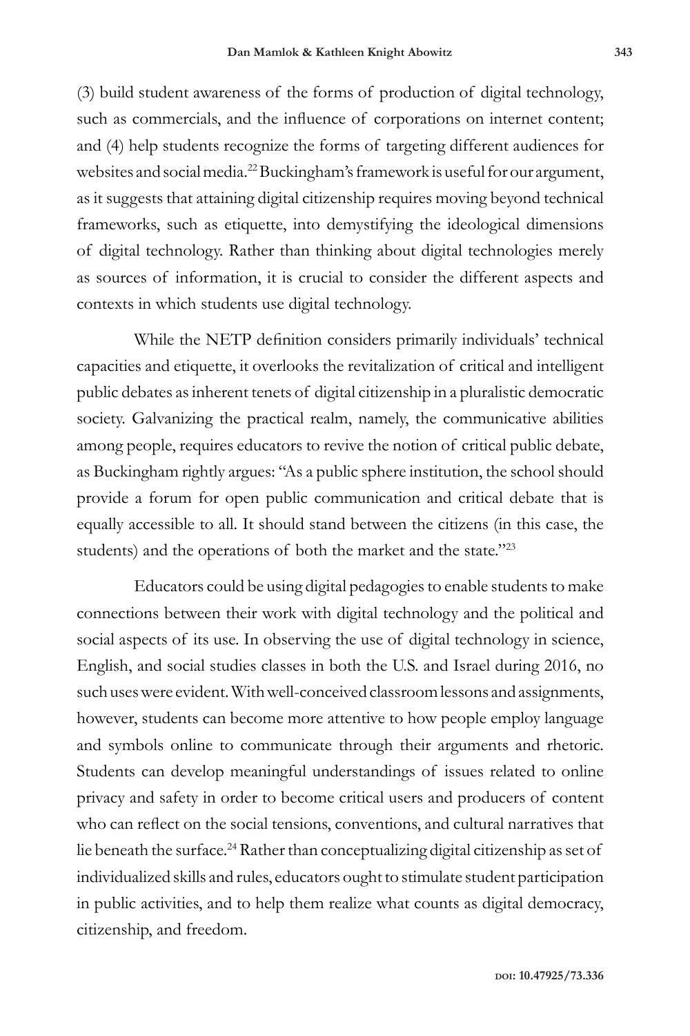(3) build student awareness of the forms of production of digital technology, such as commercials, and the influence of corporations on internet content; and (4) help students recognize the forms of targeting different audiences for websites and social media.[22] Buckingham's framework is useful for our argument, as it suggests that attaining digital citizenship requires moving beyond technical frameworks, such as etiquette, into demystifying the ideological dimensions of digital technology. Rather than thinking about digital technologies merely as sources of information, it is crucial to consider the different aspects and contexts in which students use digital technology.

While the NETP definition considers primarily individuals' technical capacities and etiquette, it overlooks the revitalization of critical and intelligent public debates as inherent tenets of digital citizenship in a pluralistic democratic society. Galvanizing the practical realm, namely, the communicative abilities among people, requires educators to revive the notion of critical public debate, as Buckingham rightly argues: "As a public sphere institution, the school should provide a forum for open public communication and critical debate that is equally accessible to all. It should stand between the citizens (in this case, the students) and the operations of both the market and the state."[23]

Educators could be using digital pedagogies to enable students to make connections between their work with digital technology and the political and social aspects of its use. In observing the use of digital technology in science, English, and social studies classes in both the U.S. and Israel during 2016, no such uses were evident. With well-conceived classroom lessons and assignments, however, students can become more attentive to how people employ language and symbols online to communicate through their arguments and rhetoric. Students can develop meaningful understandings of issues related to online privacy and safety in order to become critical users and producers of content who can reflect on the social tensions, conventions, and cultural narratives that lie beneath the surface.[24] Rather than conceptualizing digital citizenship as set of individualized skills and rules, educators ought to stimulate student participation in public activities, and to help them realize what counts as digital democracy, citizenship, and freedom.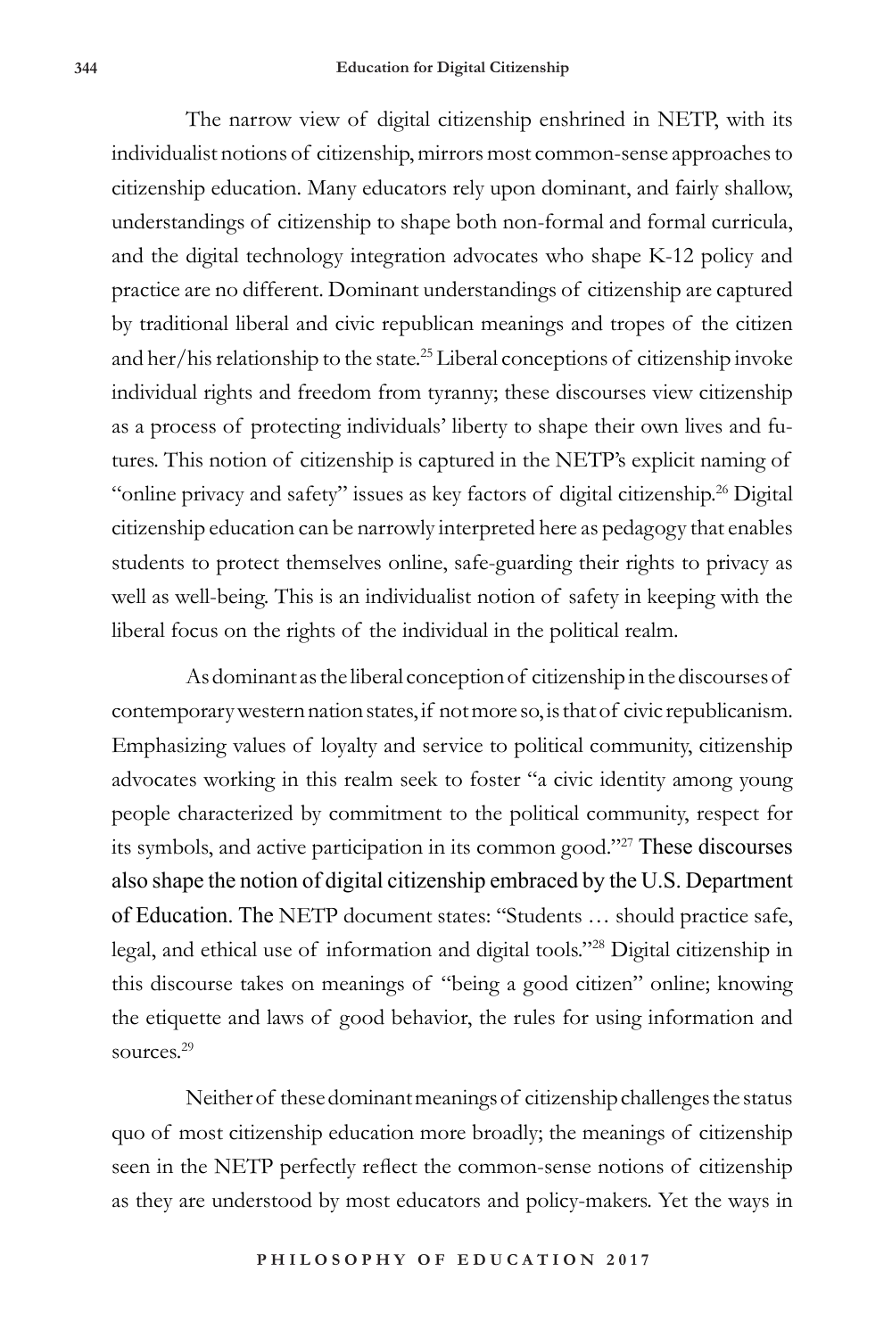The narrow view of digital citizenship enshrined in NETP, with its individualist notions of citizenship, mirrors most common-sense approaches to citizenship education. Many educators rely upon dominant, and fairly shallow, understandings of citizenship to shape both non-formal and formal curricula, and the digital technology integration advocates who shape K-12 policy and practice are no different. Dominant understandings of citizenship are captured by traditional liberal and civic republican meanings and tropes of the citizen and her/his relationship to the state.[25] Liberal conceptions of citizenship invoke individual rights and freedom from tyranny; these discourses view citizenship as a process of protecting individuals' liberty to shape their own lives and futures. This notion of citizenship is captured in the NETP's explicit naming of "online privacy and safety" issues as key factors of digital citizenship.[26] Digital citizenship education can be narrowly interpreted here as pedagogy that enables students to protect themselves online, safe-guarding their rights to privacy as well as well-being. This is an individualist notion of safety in keeping with the liberal focus on the rights of the individual in the political realm.

As dominant as the liberal conception of citizenship in the discourses of contemporary western nation states, if not more so, is that of civic republicanism. Emphasizing values of loyalty and service to political community, citizenship advocates working in this realm seek to foster "a civic identity among young people characterized by commitment to the political community, respect for its symbols, and active participation in its common good."[27] These discourses also shape the notion of digital citizenship embraced by the U.S. Department of Education. The NETP document states: "Students … should practice safe, legal, and ethical use of information and digital tools."[28] Digital citizenship in this discourse takes on meanings of "being a good citizen" online; knowing the etiquette and laws of good behavior, the rules for using information and sources.[29]

Neither of these dominant meanings of citizenship challenges the status quo of most citizenship education more broadly; the meanings of citizenship seen in the NETP perfectly reflect the common-sense notions of citizenship as they are understood by most educators and policy-makers. Yet the ways in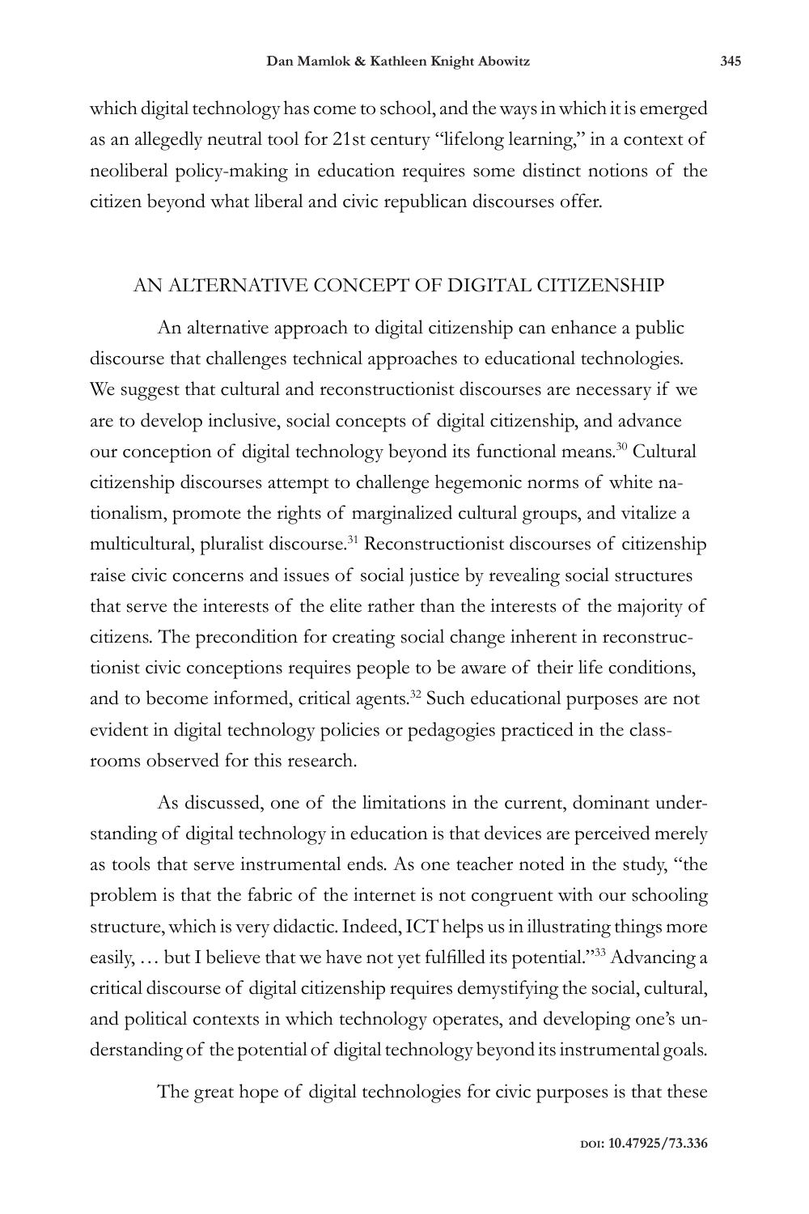which digital technology has come to school, and the ways in which it is emerged as an allegedly neutral tool for 21st century "lifelong learning," in a context of neoliberal policy-making in education requires some distinct notions of the citizen beyond what liberal and civic republican discourses offer.

## AN ALTERNATIVE CONCEPT OF DIGITAL CITIZENSHIP

An alternative approach to digital citizenship can enhance a public discourse that challenges technical approaches to educational technologies. We suggest that cultural and reconstructionist discourses are necessary if we are to develop inclusive, social concepts of digital citizenship, and advance our conception of digital technology beyond its functional means.[30] Cultural citizenship discourses attempt to challenge hegemonic norms of white nationalism, promote the rights of marginalized cultural groups, and vitalize a multicultural, pluralist discourse.[31] Reconstructionist discourses of citizenship raise civic concerns and issues of social justice by revealing social structures that serve the interests of the elite rather than the interests of the majority of citizens. The precondition for creating social change inherent in reconstructionist civic conceptions requires people to be aware of their life conditions, and to become informed, critical agents.[32] Such educational purposes are not evident in digital technology policies or pedagogies practiced in the classrooms observed for this research.

As discussed, one of the limitations in the current, dominant understanding of digital technology in education is that devices are perceived merely as tools that serve instrumental ends. As one teacher noted in the study, "the problem is that the fabric of the internet is not congruent with our schooling structure, which is very didactic. Indeed, ICT helps us in illustrating things more easily, … but I believe that we have not yet fulfilled its potential."[33] Advancing a critical discourse of digital citizenship requires demystifying the social, cultural, and political contexts in which technology operates, and developing one's understanding of the potential of digital technology beyond its instrumental goals.

The great hope of digital technologies for civic purposes is that these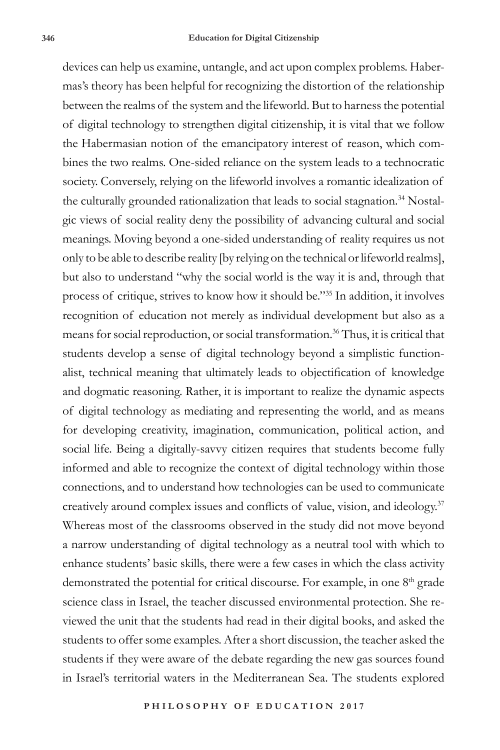devices can help us examine, untangle, and act upon complex problems. Habermas's theory has been helpful for recognizing the distortion of the relationship between the realms of the system and the lifeworld. But to harness the potential of digital technology to strengthen digital citizenship, it is vital that we follow the Habermasian notion of the emancipatory interest of reason, which combines the two realms. One-sided reliance on the system leads to a technocratic society. Conversely, relying on the lifeworld involves a romantic idealization of the culturally grounded rationalization that leads to social stagnation.[34] Nostalgic views of social reality deny the possibility of advancing cultural and social meanings. Moving beyond a one-sided understanding of reality requires us not only to be able to describe reality [by relying on the technical or lifeworld realms], but also to understand "why the social world is the way it is and, through that process of critique, strives to know how it should be."[35] In addition, it involves recognition of education not merely as individual development but also as a means for social reproduction, or social transformation.[36] Thus, it is critical that students develop a sense of digital technology beyond a simplistic functionalist, technical meaning that ultimately leads to objectification of knowledge and dogmatic reasoning. Rather, it is important to realize the dynamic aspects of digital technology as mediating and representing the world, and as means for developing creativity, imagination, communication, political action, and social life. Being a digitally-savvy citizen requires that students become fully informed and able to recognize the context of digital technology within those connections, and to understand how technologies can be used to communicate creatively around complex issues and conflicts of value, vision, and ideology.[37] Whereas most of the classrooms observed in the study did not move beyond a narrow understanding of digital technology as a neutral tool with which to enhance students' basic skills, there were a few cases in which the class activity demonstrated the potential for critical discourse. For example, in one 8th grade science class in Israel, the teacher discussed environmental protection. She reviewed the unit that the students had read in their digital books, and asked the students to offer some examples. After a short discussion, the teacher asked the students if they were aware of the debate regarding the new gas sources found in Israel's territorial waters in the Mediterranean Sea. The students explored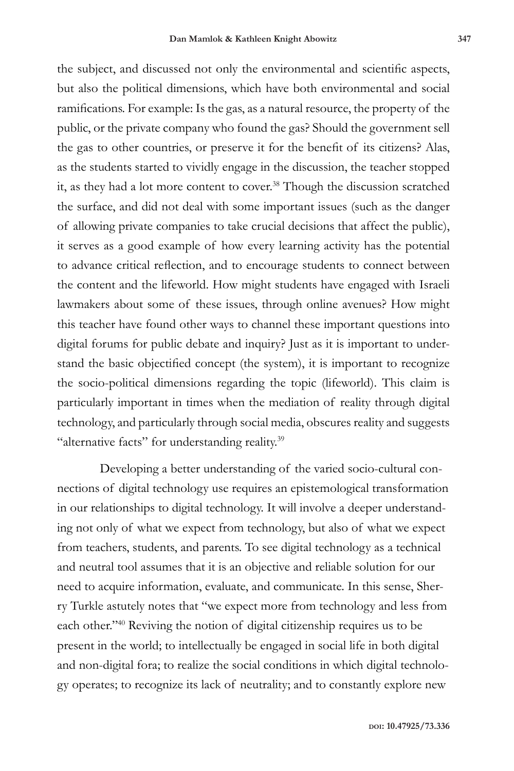the subject, and discussed not only the environmental and scientific aspects, but also the political dimensions, which have both environmental and social ramifications. For example: Is the gas, as a natural resource, the property of the public, or the private company who found the gas? Should the government sell the gas to other countries, or preserve it for the benefit of its citizens? Alas, as the students started to vividly engage in the discussion, the teacher stopped it, as they had a lot more content to cover.[38] Though the discussion scratched the surface, and did not deal with some important issues (such as the danger of allowing private companies to take crucial decisions that affect the public), it serves as a good example of how every learning activity has the potential to advance critical reflection, and to encourage students to connect between the content and the lifeworld. How might students have engaged with Israeli lawmakers about some of these issues, through online avenues? How might this teacher have found other ways to channel these important questions into digital forums for public debate and inquiry? Just as it is important to understand the basic objectified concept (the system), it is important to recognize the socio-political dimensions regarding the topic (lifeworld). This claim is particularly important in times when the mediation of reality through digital technology, and particularly through social media, obscures reality and suggests "alternative facts" for understanding reality.[39]

Developing a better understanding of the varied socio-cultural connections of digital technology use requires an epistemological transformation in our relationships to digital technology. It will involve a deeper understanding not only of what we expect from technology, but also of what we expect from teachers, students, and parents. To see digital technology as a technical and neutral tool assumes that it is an objective and reliable solution for our need to acquire information, evaluate, and communicate. In this sense, Sherry Turkle astutely notes that "we expect more from technology and less from each other."[40] Reviving the notion of digital citizenship requires us to be present in the world; to intellectually be engaged in social life in both digital and non-digital fora; to realize the social conditions in which digital technology operates; to recognize its lack of neutrality; and to constantly explore new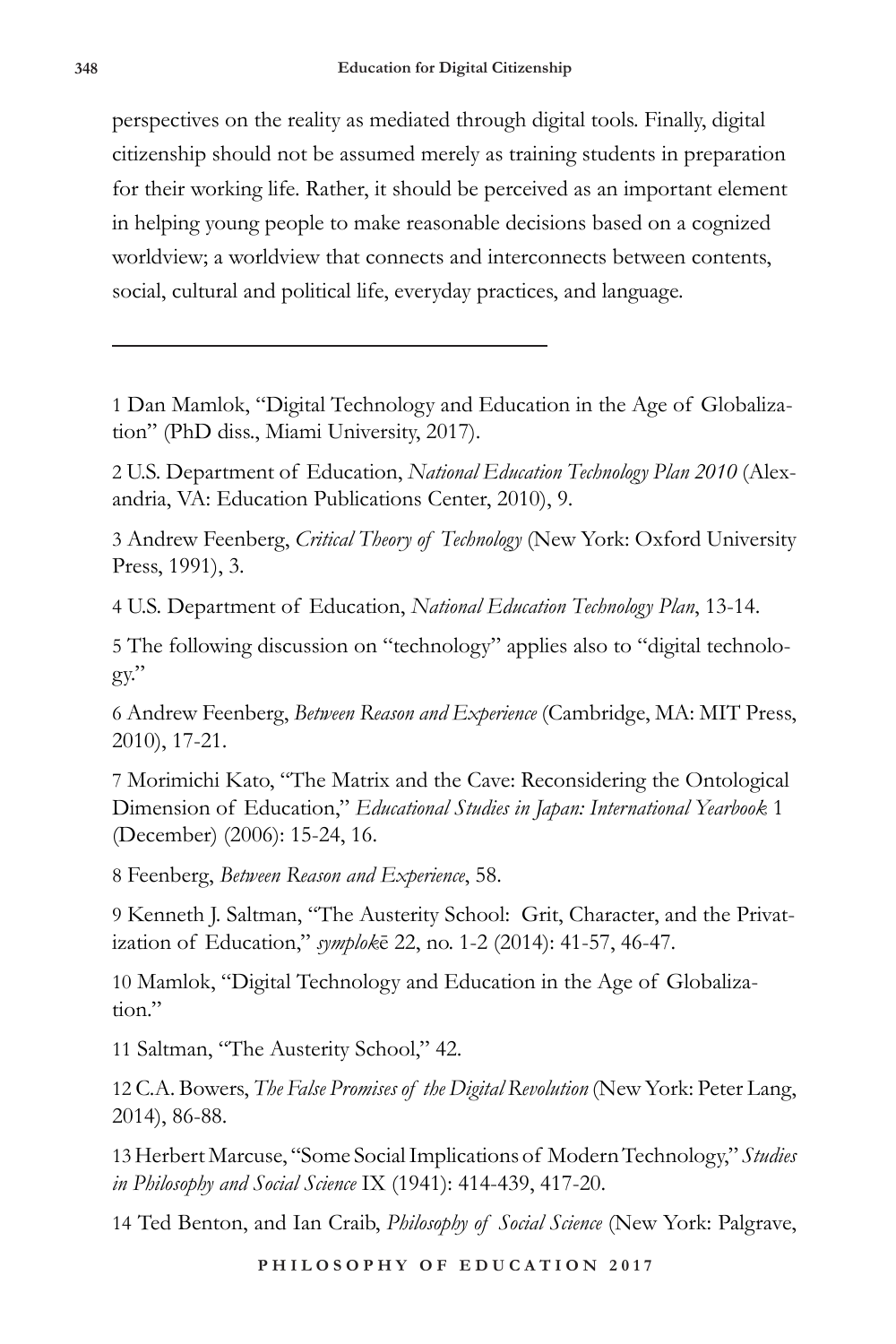perspectives on the reality as mediated through digital tools. Finally, digital citizenship should not be assumed merely as training students in preparation for their working life. Rather, it should be perceived as an important element in helping young people to make reasonable decisions based on a cognized worldview; a worldview that connects and interconnects between contents, social, cultural and political life, everyday practices, and language.

---

1 Dan Mamlok, "Digital Technology and Education in the Age of Globalization" (PhD diss., Miami University, 2017).

2 U.S. Department of Education, *National Education Technology Plan 2010* (Alexandria, VA: Education Publications Center, 2010), 9.

3 Andrew Feenberg, *Critical Theory of Technology* (New York: Oxford University Press, 1991), 3.

4 U.S. Department of Education, *National Education Technology Plan*, 13-14.

5 The following discussion on "technology" applies also to "digital technology."

6 Andrew Feenberg, *Between Reason and Experience* (Cambridge, MA: MIT Press, 2010), 17-21.

7 Morimichi Kato, "The Matrix and the Cave: Reconsidering the Ontological Dimension of Education," *Educational Studies in Japan: International Yearbook* 1 (December) (2006): 15-24, 16.

8 Feenberg, *Between Reason and Experience*, 58.

9 Kenneth J. Saltman, "The Austerity School: Grit, Character, and the Privatization of Education," *symplokē* 22, no. 1-2 (2014): 41-57, 46-47.

10 Mamlok, "Digital Technology and Education in the Age of Globalization."

11 Saltman, "The Austerity School," 42.

12 C.A. Bowers, *The False Promises of the Digital Revolution* (New York: Peter Lang, 2014), 86-88.

13 Herbert Marcuse, "Some Social Implications of Modern Technology," *Studies in Philosophy and Social Science* IX (1941): 414-439, 417-20.

14 Ted Benton, and Ian Craib, *Philosophy of Social Science* (New York: Palgrave,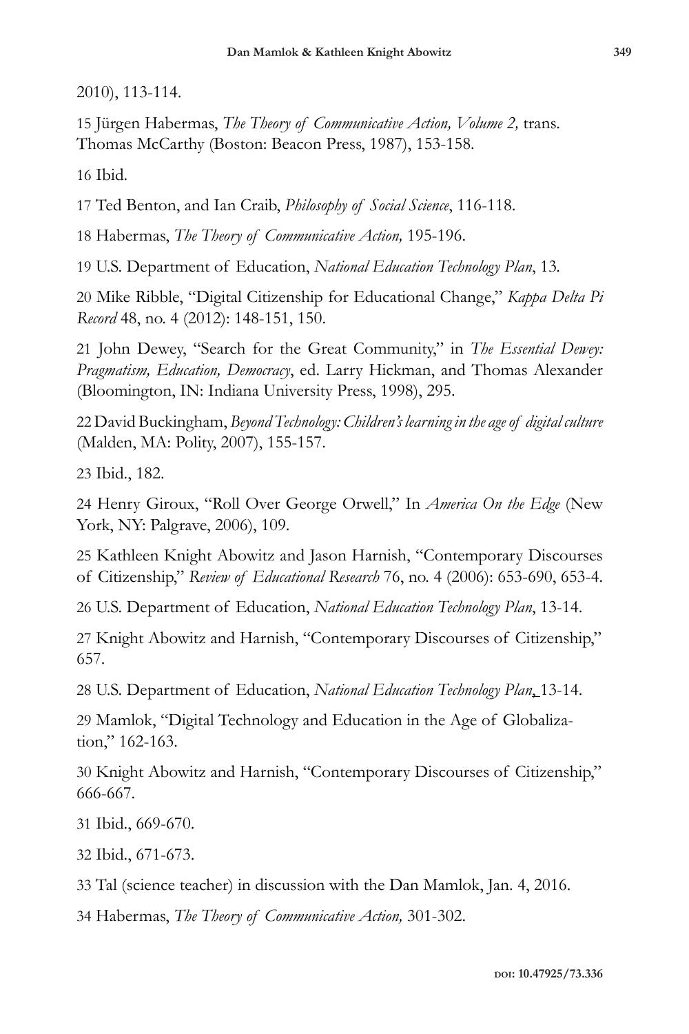2010), 113-114.

15 Jürgen Habermas, *The Theory of Communicative Action, Volume 2,* trans. Thomas McCarthy (Boston: Beacon Press, 1987), 153-158.

16 Ibid.

17 Ted Benton, and Ian Craib, *Philosophy of Social Science*, 116-118.

18 Habermas, *The Theory of Communicative Action,* 195-196.

19 U.S. Department of Education, *National Education Technology Plan*, 13.

20 Mike Ribble, "Digital Citizenship for Educational Change," *Kappa Delta Pi Record* 48, no. 4 (2012): 148-151, 150.

21 John Dewey, "Search for the Great Community," in *The Essential Dewey: Pragmatism, Education, Democracy*, ed. Larry Hickman, and Thomas Alexander (Bloomington, IN: Indiana University Press, 1998), 295.

22 David Buckingham, *Beyond Technology: Children's learning in the age of digital culture* (Malden, MA: Polity, 2007), 155-157.

23 Ibid., 182.

24 Henry Giroux, "Roll Over George Orwell," In *America On the Edge* (New York, NY: Palgrave, 2006), 109.

25 Kathleen Knight Abowitz and Jason Harnish, "Contemporary Discourses of Citizenship," *Review of Educational Research* 76, no. 4 (2006): 653-690, 653-4.

26 U.S. Department of Education, *National Education Technology Plan*, 13-14.

27 Knight Abowitz and Harnish, "Contemporary Discourses of Citizenship," 657.

28 U.S. Department of Education, *National Education Technology Plan*, 13-14.

29 Mamlok, "Digital Technology and Education in the Age of Globalization," 162-163.

30 Knight Abowitz and Harnish, "Contemporary Discourses of Citizenship," 666-667.

31 Ibid., 669-670.

32 Ibid., 671-673.

33 Tal (science teacher) in discussion with the Dan Mamlok, Jan. 4, 2016.

34 Habermas, *The Theory of Communicative Action,* 301-302.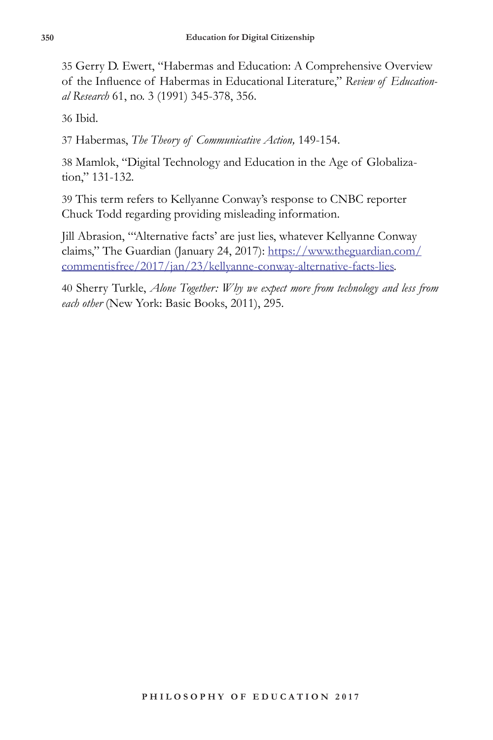35 Gerry D. Ewert, "Habermas and Education: A Comprehensive Overview of the Influence of Habermas in Educational Literature," *Review of Educational Research* 61, no. 3 (1991) 345-378, 356.

36 Ibid.

37 Habermas, *The Theory of Communicative Action,* 149-154.

38 Mamlok, "Digital Technology and Education in the Age of Globalization," 131-132.

39 This term refers to Kellyanne Conway's response to CNBC reporter Chuck Todd regarding providing misleading information.

Jill Abrasion, "'Alternative facts' are just lies, whatever Kellyanne Conway claims," The Guardian (January 24, 2017): [https://www.theguardian.com/commentisfree/2017/jan/23/kellyanne-conway-alternative-facts-lies](https://www.theguardian.com/commentisfree/2017/jan/23/kellyanne-conway-alternative-facts-lies).

40 Sherry Turkle, *Alone Together: Why we expect more from technology and less from each other* (New York: Basic Books, 2011), 295.